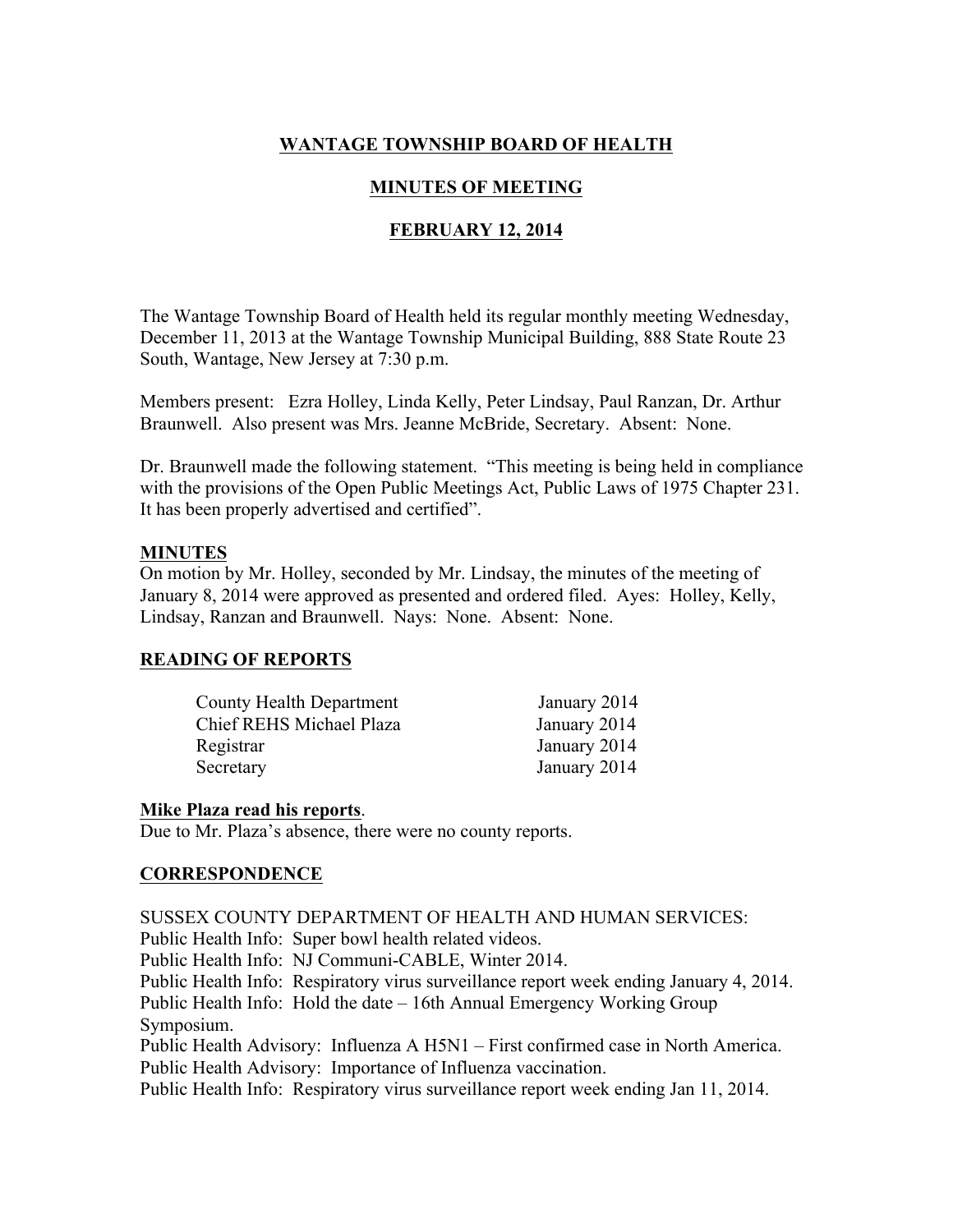# WANTAGE TOWNSHIP BOARD OF HEALTH

## MINUTES OF MEETING

## FEBRUARY 12, 2014

The Wantage Township Board of Health held its regular monthly meeting Wednesday, December 11, 2013 at the Wantage Township Municipal Building, 888 State Route 23 South, Wantage, New Jersey at 7:30 p.m.

Members present: Ezra Holley, Linda Kelly, Peter Lindsay, Paul Ranzan, Dr. Arthur Braunwell. Also present was Mrs. Jeanne McBride, Secretary. Absent: None.

Dr. Braunwell made the following statement. "This meeting is being held in compliance with the provisions of the Open Public Meetings Act, Public Laws of 1975 Chapter 231. It has been properly advertised and certified".

**MINUTES**

On motion by Mr. Holley, seconded by Mr. Lindsay, the minutes of the meeting of January 8, 2014 were approved as presented and ordered filed. Ayes: Holley, Kelly, Lindsay, Ranzan and Braunwell. Nays: None. Absent: None.

**READING OF REPORTS**

| | |
|---|---|
| County Health Department | January 2014 |
| Chief REHS Michael Plaza | January 2014 |
| Registrar | January 2014 |
| Secretary | January 2014 |

**Mike Plaza read his reports**.

Due to Mr. Plaza's absence, there were no county reports.

**CORRESPONDENCE**

SUSSEX COUNTY DEPARTMENT OF HEALTH AND HUMAN SERVICES:
Public Health Info: Super bowl health related videos.
Public Health Info: NJ Communi-CABLE, Winter 2014.
Public Health Info: Respiratory virus surveillance report week ending January 4, 2014.
Public Health Info: Hold the date – 16th Annual Emergency Working Group Symposium.
Public Health Advisory: Influenza A H5N1 – First confirmed case in North America.
Public Health Advisory: Importance of Influenza vaccination.
Public Health Info: Respiratory virus surveillance report week ending Jan 11, 2014.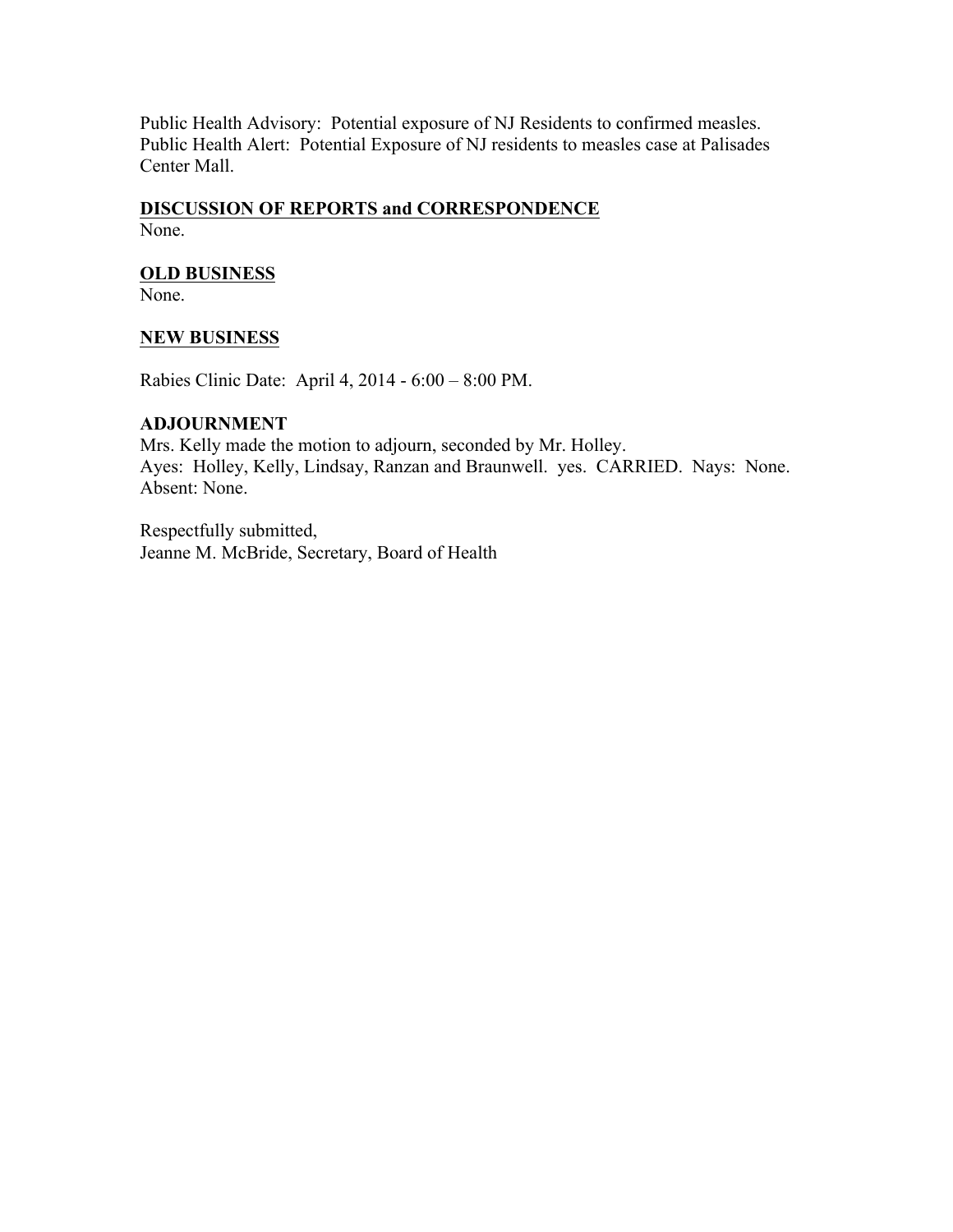Public Health Advisory: Potential exposure of NJ Residents to confirmed measles.
Public Health Alert: Potential Exposure of NJ residents to measles case at Palisades Center Mall.

**DISCUSSION OF REPORTS and CORRESPONDENCE**
None.

**OLD BUSINESS**
None.

**NEW BUSINESS**

Rabies Clinic Date: April 4, 2014 - 6:00 – 8:00 PM.

**ADJOURNMENT**
Mrs. Kelly made the motion to adjourn, seconded by Mr. Holley.
Ayes: Holley, Kelly, Lindsay, Ranzan and Braunwell. yes. CARRIED. Nays: None.
Absent: None.

Respectfully submitted,
Jeanne M. McBride, Secretary, Board of Health